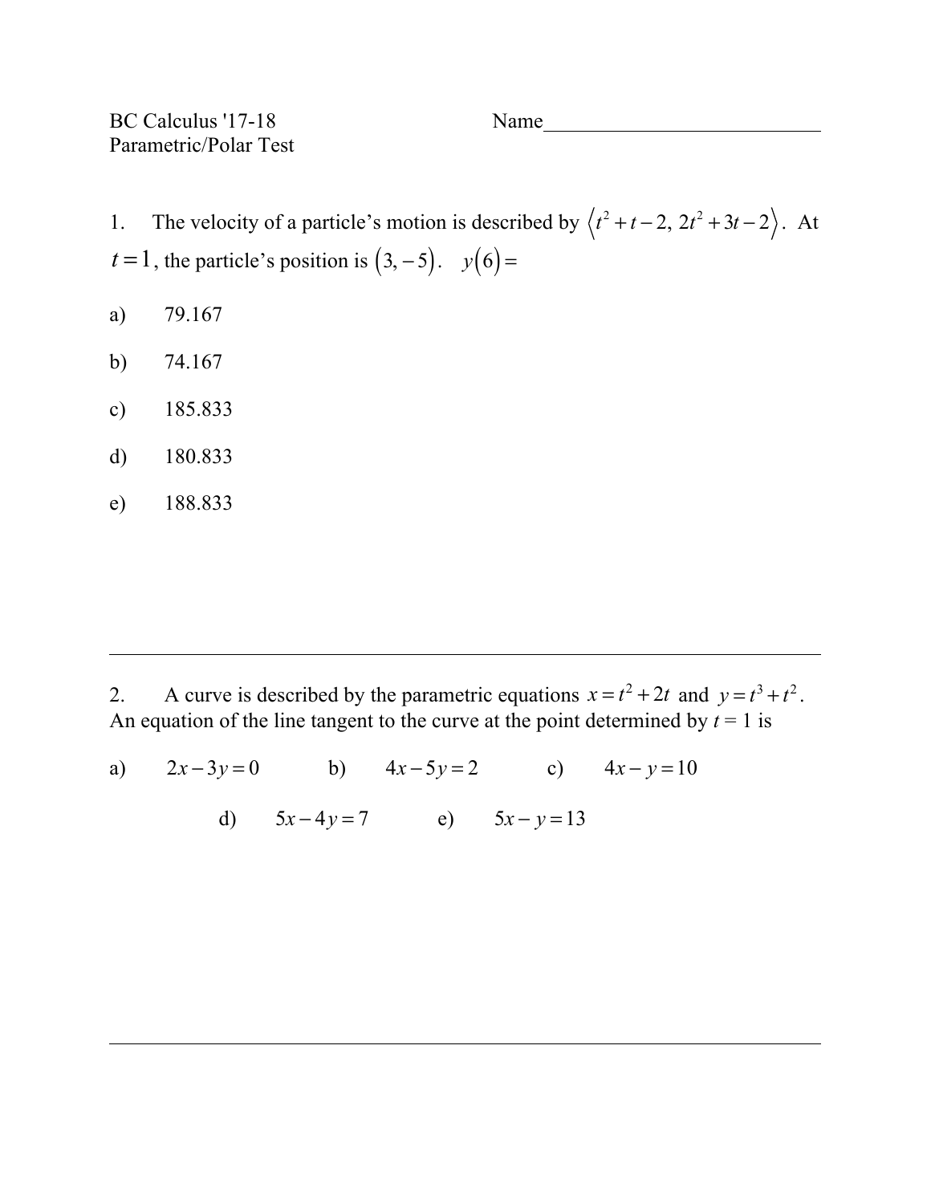BC Calculus '17-18 Name___________________________

Parametric/Polar Test

1. The velocity of a particle's motion is described by $\langle t^2 + t - 2,\ 2t^2 + 3t - 2 \rangle$. At $t = 1$, the particle's position is $(3, -5)$. $y(6) =$

a) 79.167

b) 74.167

c) 185.833

d) 180.833

e) 188.833

---

2. A curve is described by the parametric equations $x = t^2 + 2t$ and $y = t^3 + t^2$. An equation of the line tangent to the curve at the point determined by $t = 1$ is

a) $2x - 3y = 0$  b) $4x - 5y = 2$  c) $4x - y = 10$

d) $5x - 4y = 7$  e) $5x - y = 13$

---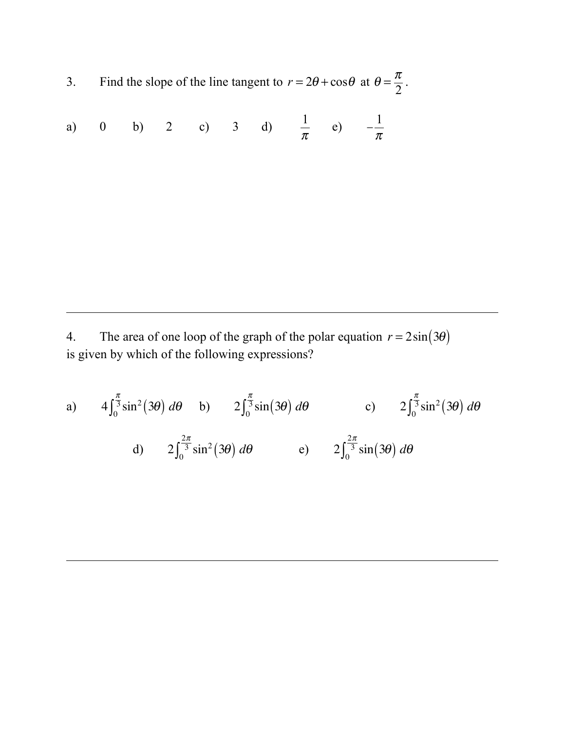3. Find the slope of the line tangent to $r = 2\theta + \cos\theta$ at $\theta = \frac{\pi}{2}$.

a) $0$ b) $2$ c) $3$ d) $\frac{1}{\pi}$ e) $-\frac{1}{\pi}$

---

4. The area of one loop of the graph of the polar equation $r = 2\sin(3\theta)$ is given by which of the following expressions?

a) $4\int_0^{\frac{\pi}{3}} \sin^2(3\theta)\, d\theta$ b) $2\int_0^{\frac{\pi}{3}} \sin(3\theta)\, d\theta$ c) $2\int_0^{\frac{\pi}{3}} \sin^2(3\theta)\, d\theta$

d) $2\int_0^{\frac{2\pi}{3}} \sin^2(3\theta)\, d\theta$ e) $2\int_0^{\frac{2\pi}{3}} \sin(3\theta)\, d\theta$

---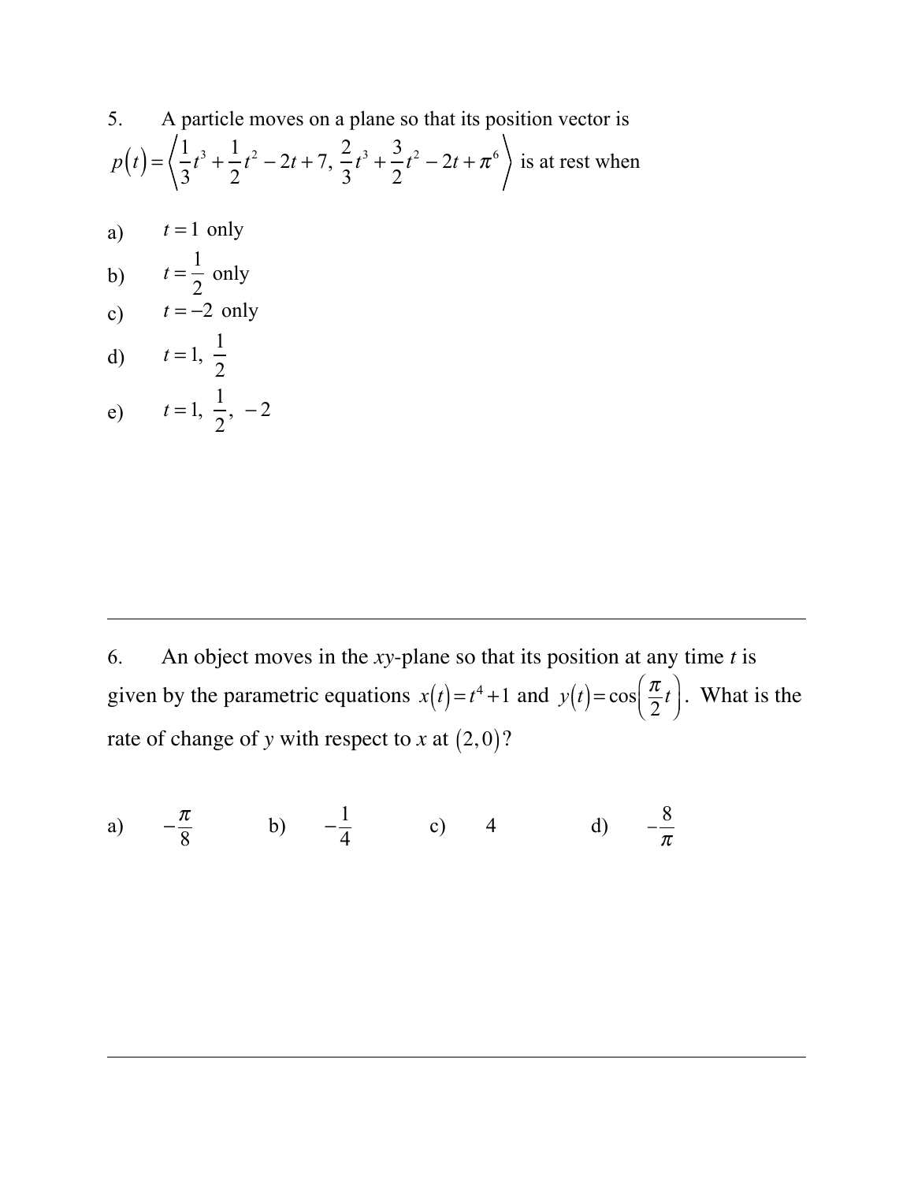5. A particle moves on a plane so that its position vector is $p(t) = \left\langle \frac{1}{3}t^3 + \frac{1}{2}t^2 - 2t + 7,\ \frac{2}{3}t^3 + \frac{3}{2}t^2 - 2t + \pi^6 \right\rangle$ is at rest when

a) $t = 1$ only

b) $t = \frac{1}{2}$ only

c) $t = -2$ only

d) $t = 1,\ \frac{1}{2}$

e) $t = 1,\ \frac{1}{2},\ -2$

---

6. An object moves in the *xy*-plane so that its position at any time *t* is given by the parametric equations $x(t) = t^4 + 1$ and $y(t) = \cos\left(\frac{\pi}{2}t\right)$. What is the rate of change of *y* with respect to *x* at $(2, 0)$?

a) $-\frac{\pi}{8}$  b) $-\frac{1}{4}$  c) $4$  d) $-\frac{8}{\pi}$

---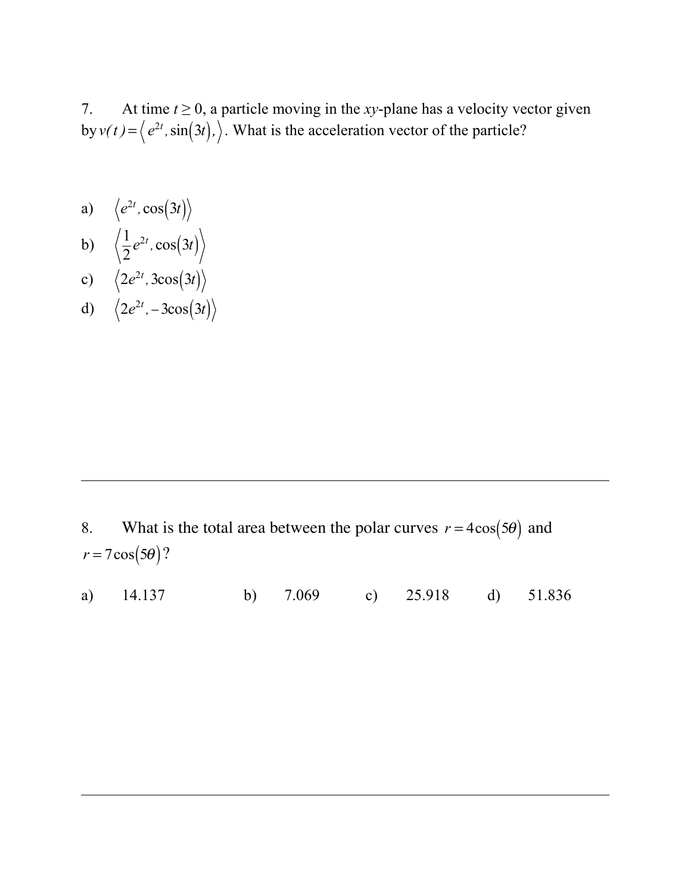7. At time $t \geq 0$, a particle moving in the $xy$-plane has a velocity vector given by $v(t) = \langle e^{2t}, \sin(3t), \rangle$. What is the acceleration vector of the particle?

a) $\langle e^{2t}, \cos(3t) \rangle$

b) $\left\langle \frac{1}{2}e^{2t}, \cos(3t) \right\rangle$

c) $\langle 2e^{2t}, 3\cos(3t) \rangle$

d) $\langle 2e^{2t}, -3\cos(3t) \rangle$

---

8. What is the total area between the polar curves $r = 4\cos(5\theta)$ and $r = 7\cos(5\theta)$?

a) 14.137 b) 7.069 c) 25.918 d) 51.836

---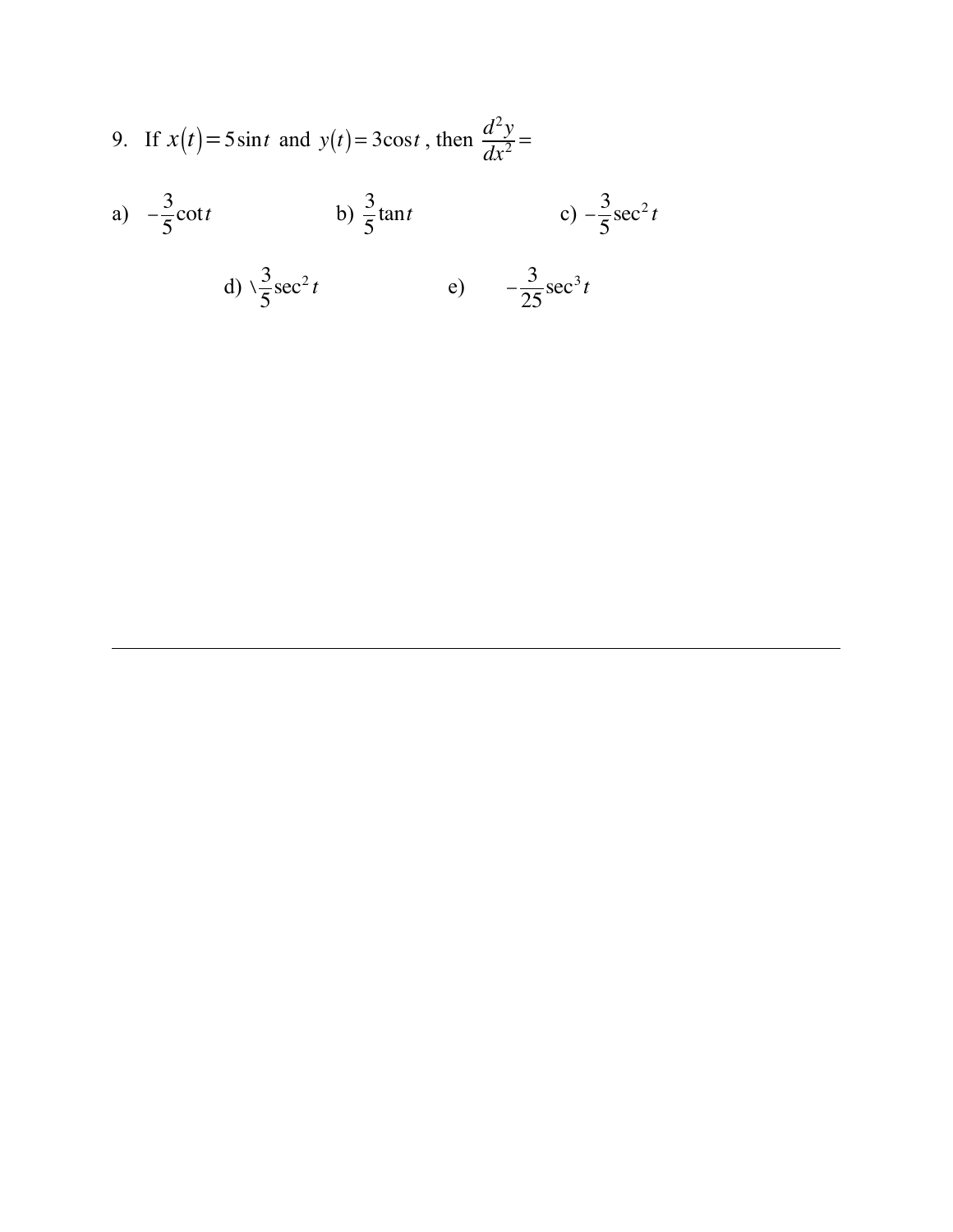9. If $x(t) = 5\sin t$ and $y(t) = 3\cos t$, then $\dfrac{d^2y}{dx^2} =$

a) $-\dfrac{3}{5}\cot t$

b) $\dfrac{3}{5}\tan t$

c) $-\dfrac{3}{5}\sec^2 t$

d) \\$\dfrac{3}{5}\sec^2 t$

e) $-\dfrac{3}{25}\sec^3 t$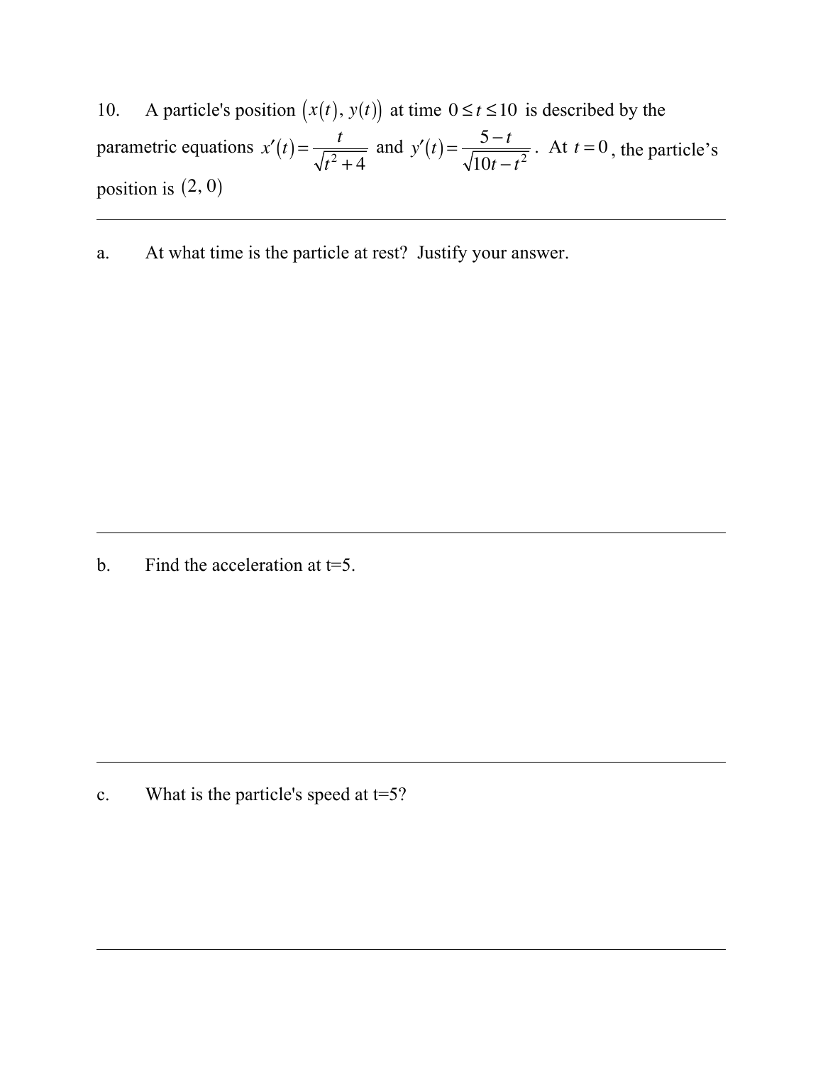10. A particle's position $(x(t), y(t))$ at time $0 \le t \le 10$ is described by the parametric equations $x'(t) = \dfrac{t}{\sqrt{t^2+4}}$ and $y'(t) = \dfrac{5-t}{\sqrt{10t-t^2}}$. At $t = 0$, the particle's position is $(2, 0)$

---

a. At what time is the particle at rest? Justify your answer.

---

b. Find the acceleration at t=5.

---

c. What is the particle's speed at t=5?

---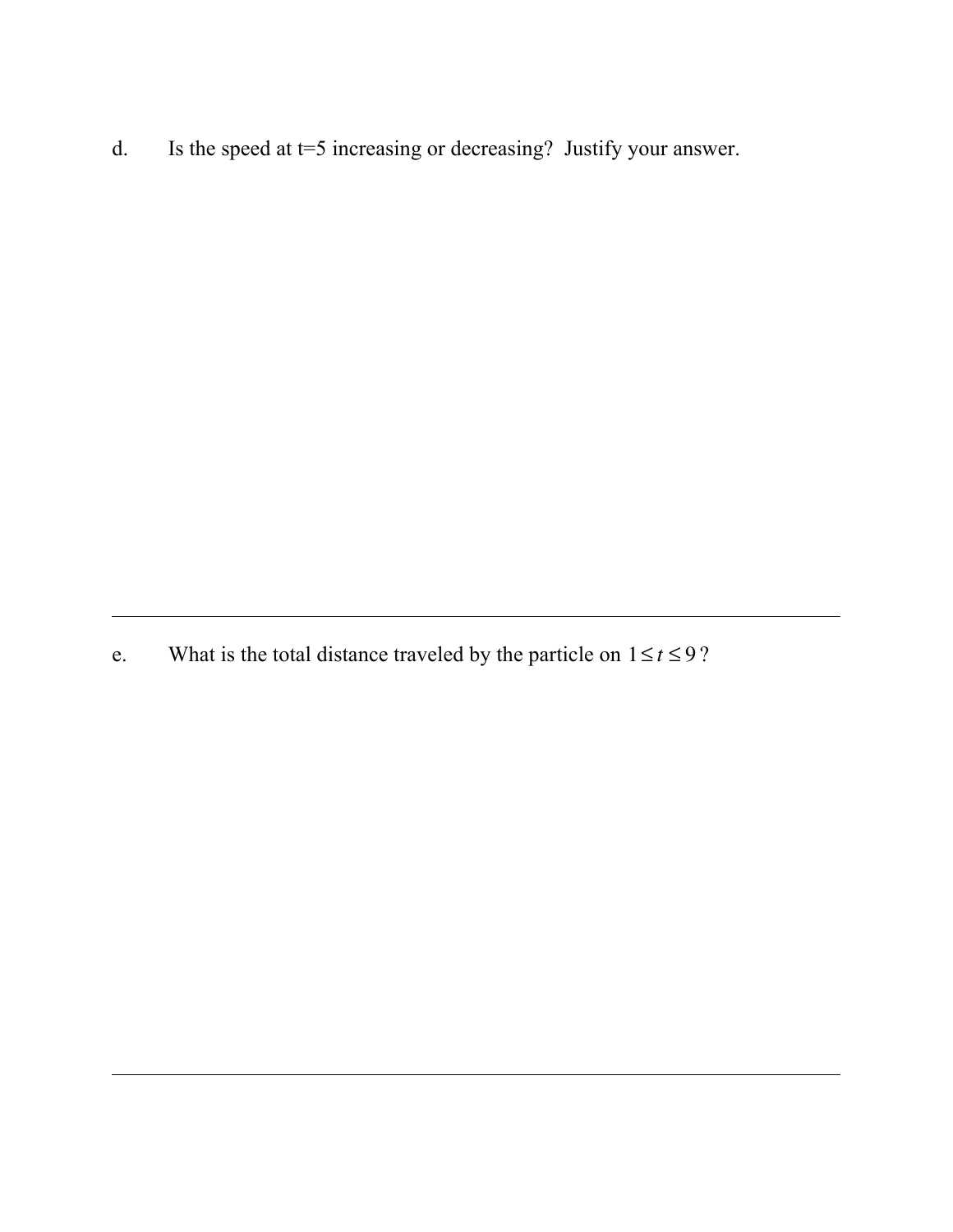d. Is the speed at t=5 increasing or decreasing? Justify your answer.

---

e. What is the total distance traveled by the particle on $1 \leq t \leq 9$?

---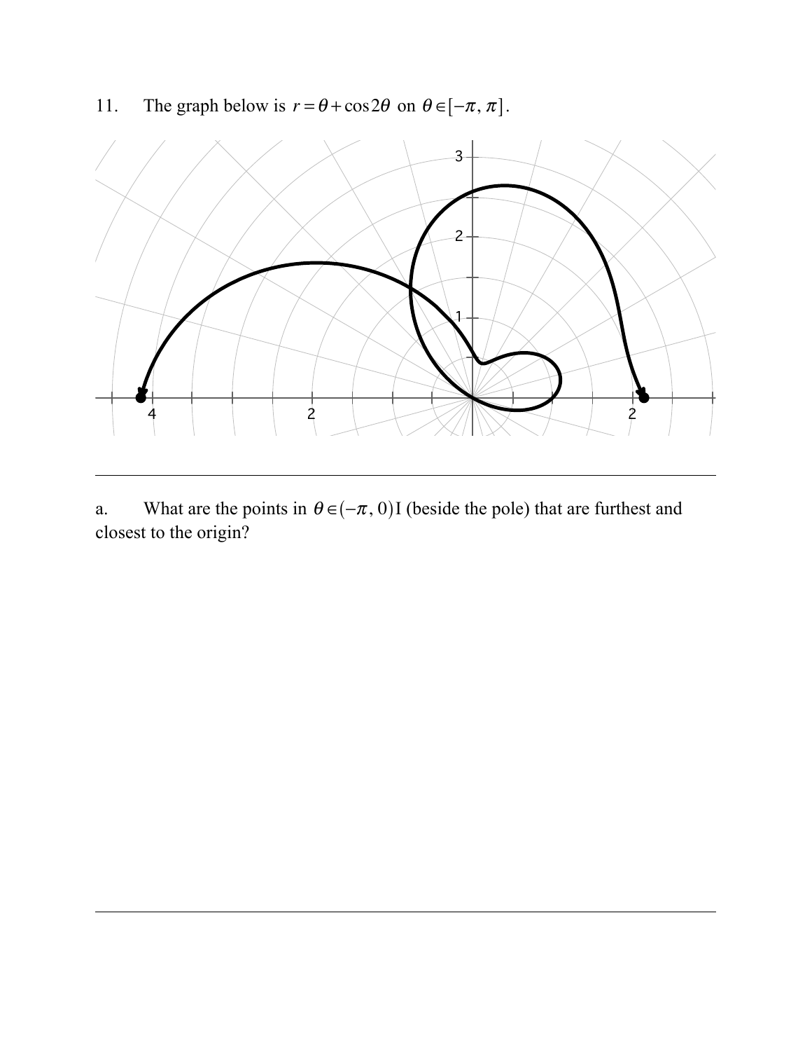11. The graph below is $r = \theta + \cos 2\theta$ on $\theta \in [-\pi, \pi]$.

---

a. What are the points in $\theta \in (-\pi, 0)$I (beside the pole) that are furthest and closest to the origin?

---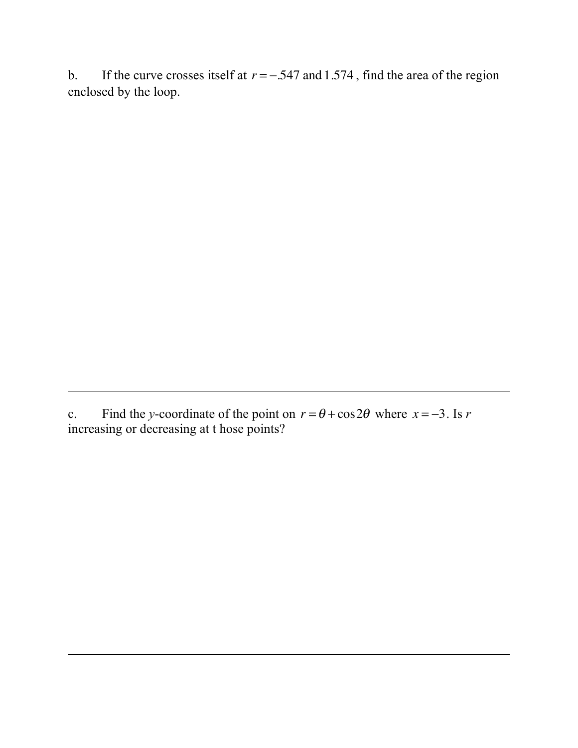b. If the curve crosses itself at $r = -.547$ and $1.574$, find the area of the region enclosed by the loop.

---

c. Find the *y*-coordinate of the point on $r = \theta + \cos 2\theta$ where $x = -3$. Is $r$ increasing or decreasing at t hose points?

---